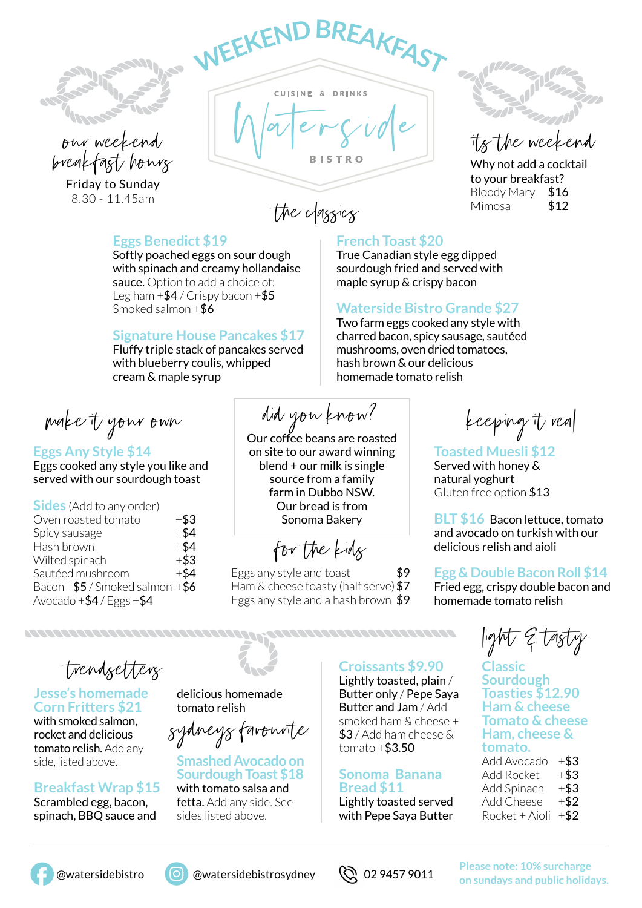# WEEKEND BREAKFAST

CUISINE & DRINKS

**Waterside**

BISTRO

*our weekend breakfast hours*

Friday to Sunday
8.30 - 11.45am

*its the weekend*

Why not add a cocktail to your breakfast?

| | |
|---|---|
| Bloody Mary | $16 |
| Mimosa | $12 |

## *the classics*

### Eggs Benedict $19

Softly poached eggs on sour dough with spinach and creamy hollandaise sauce. Option to add a choice of:
Leg ham +$4 / Crispy bacon +$5
Smoked salmon +$6

### Signature House Pancakes $17

Fluffy triple stack of pancakes served with blueberry coulis, whipped cream & maple syrup

### French Toast $20

True Canadian style egg dipped sourdough fried and served with maple syrup & crispy bacon

### Waterside Bistro Grande $27

Two farm eggs cooked any style with charred bacon, spicy sausage, sautéed mushrooms, oven dried tomatoes, hash brown & our delicious homemade tomato relish

## *make it your own*

### Eggs Any Style $14

Eggs cooked any style you like and served with our sourdough toast

### Sides (Add to any order)

| | |
|---|---|
| Oven roasted tomato | +$3 |
| Spicy sausage | +$4 |
| Hash brown | +$4 |
| Wilted spinach | +$3 |
| Sautéed mushroom | +$4 |
| Bacon +$5 / Smoked salmon | +$6 |
| Avocado +$4 / Eggs +$4 | |

## *did you know?*

Our coffee beans are roasted on site to our award winning blend + our milk is single source from a family farm in Dubbo NSW. Our bread is from Sonoma Bakery

## *for the kids*

| | |
|---|---|
| Eggs any style and toast | $9 |
| Ham & cheese toasty (half serve) | $7 |
| Eggs any style and a hash brown | $9 |

## *keeping it real*

### Toasted Muesli $12

Served with honey & natural yoghurt
Gluten free option $13

### BLT $16

Bacon lettuce, tomato and avocado on turkish with our delicious relish and aioli

### Egg & Double Bacon Roll $14

Fried egg, crispy double bacon and homemade tomato relish

## *trendsetters*

### Jesse's homemade Corn Fritters $21

with smoked salmon, rocket and delicious tomato relish. Add any side, listed above.

### Breakfast Wrap $15

Scrambled egg, bacon, spinach, BBQ sauce and delicious homemade tomato relish

## *sydneys favourite*

### Smashed Avocado on Sourdough Toast $18

with tomato salsa and fetta. Add any side. See sides listed above.

### Croissants $9.90

Lightly toasted, plain / Butter only / Pepe Saya Butter and Jam / Add smoked ham & cheese + $3 / Add ham cheese & tomato +$3.50

### Sonoma Banana Bread $11

Lightly toasted served with Pepe Saya Butter

## *light & tasty*

### Classic Sourdough Toasties $12.90

**Ham & cheese**
**Tomato & cheese**
**Ham, cheese & tomato.**

| | |
|---|---|
| Add Avocado | +$3 |
| Add Rocket | +$3 |
| Add Spinach | +$3 |
| Add Cheese | +$2 |
| Rocket + Aioli | +$2 |

@watersidebistro   @watersidebistrosydney   02 9457 9011

Please note: 10% surcharge on sundays and public holidays.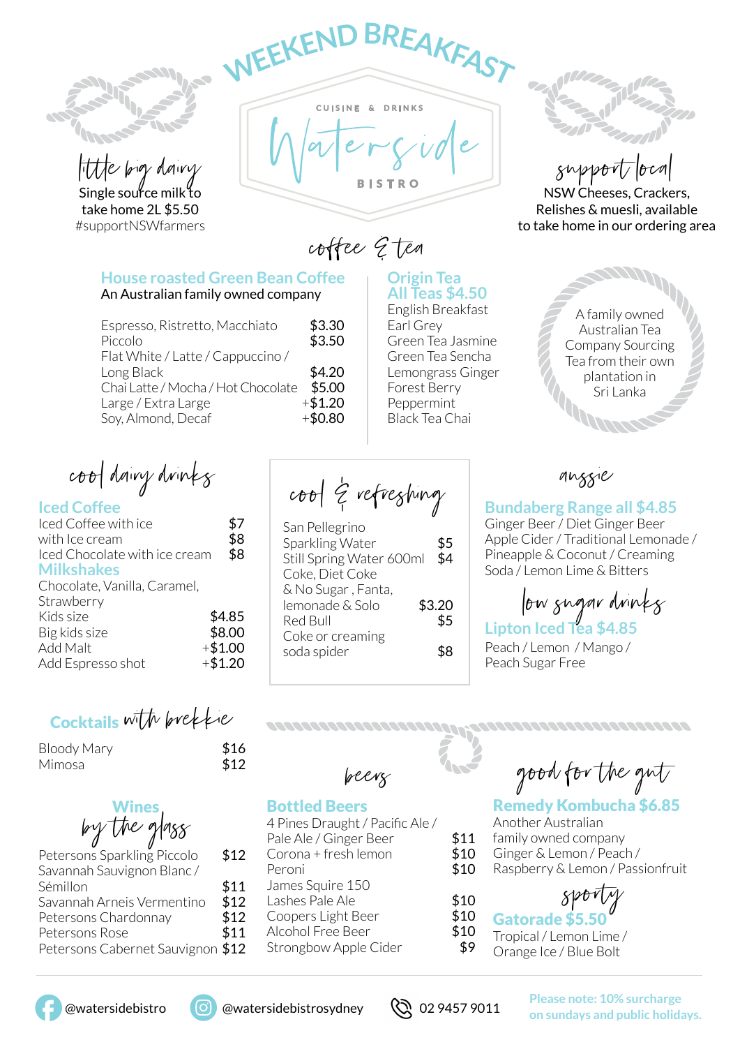# WEEKEND BREAKFAST

CUISINE & DRINKS

# Waterside

BISTRO

### little big dairy

Single source milk to take home 2L $5.50
#supportNSWfarmers

### support local

NSW Cheeses, Crackers, Relishes & muesli, available to take home in our ordering area

## coffee & tea

### House roasted Green Bean Coffee

An Australian family owned company

| | |
|---|---|
| Espresso, Ristretto, Macchiato | $3.30 |
| Piccolo | $3.50 |
| Flat White / Latte / Cappuccino / Long Black | $4.20 |
| Chai Latte / Mocha / Hot Chocolate | $5.00 |
| Large / Extra Large | +$1.20 |
| Soy, Almond, Decaf | +$0.80 |

### Origin Tea

### All Teas $4.50

English Breakfast
Earl Grey
Green Tea Jasmine
Green Tea Sencha
Lemongrass Ginger
Forest Berry
Peppermint
Black Tea Chai

A family owned Australian Tea Company Sourcing Tea from their own plantation in Sri Lanka

## cool dairy drinks

### Iced Coffee

| | |
|---|---|
| Iced Coffee with ice | $7 |
| with Ice cream | $8 |
| Iced Chocolate with ice cream | $8 |

### Milkshakes

Chocolate, Vanilla, Caramel, Strawberry

| | |
|---|---|
| Kids size | $4.85 |
| Big kids size | $8.00 |
| Add Malt | +$1.00 |
| Add Espresso shot | +$1.20 |

## cool & refreshing

| | |
|---|---|
| San Pellegrino Sparkling Water | $5 |
| Still Spring Water 600ml | $4 |
| Coke, Diet Coke & No Sugar, Fanta, lemonade & Solo | $3.20 |
| Red Bull | $5 |
| Coke or creaming soda spider | $8 |

## aussie

### Bundaberg Range all $4.85

Ginger Beer / Diet Ginger Beer
Apple Cider / Traditional Lemonade /
Pineapple & Coconut / Creaming
Soda / Lemon Lime & Bitters

## low sugar drinks

### Lipton Iced Tea $4.85

Peach / Lemon / Mango /
Peach Sugar Free

## Cocktails with brekkie

| | |
|---|---|
| Bloody Mary | $16 |
| Mimosa | $12 |

## Wines by the glass

| | |
|---|---|
| Petersons Sparkling Piccolo | $12 |
| Savannah Sauvignon Blanc / Sémillon | $11 |
| Savannah Arneis Vermentino | $12 |
| Petersons Chardonnay | $12 |
| Petersons Rose | $11 |
| Petersons Cabernet Sauvignon | $12 |

## beers

### Bottled Beers

| | |
|---|---|
| 4 Pines Draught / Pacific Ale / Pale Ale / Ginger Beer | $11 |
| Corona + fresh lemon | $10 |
| Peroni | $10 |
| James Squire 150 Lashes Pale Ale | $10 |
| Coopers Light Beer | $10 |
| Alcohol Free Beer | $10 |
| Strongbow Apple Cider | $9 |

## good for the gut

### Remedy Kombucha $6.85

Another Australian family owned company
Ginger & Lemon / Peach /
Raspberry & Lemon / Passionfruit

## sporty

### Gatorade $5.50

Tropical / Lemon Lime /
Orange Ice / Blue Bolt

@watersidebistro @watersidebistrosydney 02 9457 9011

**Please note: 10% surcharge on sundays and public holidays.**